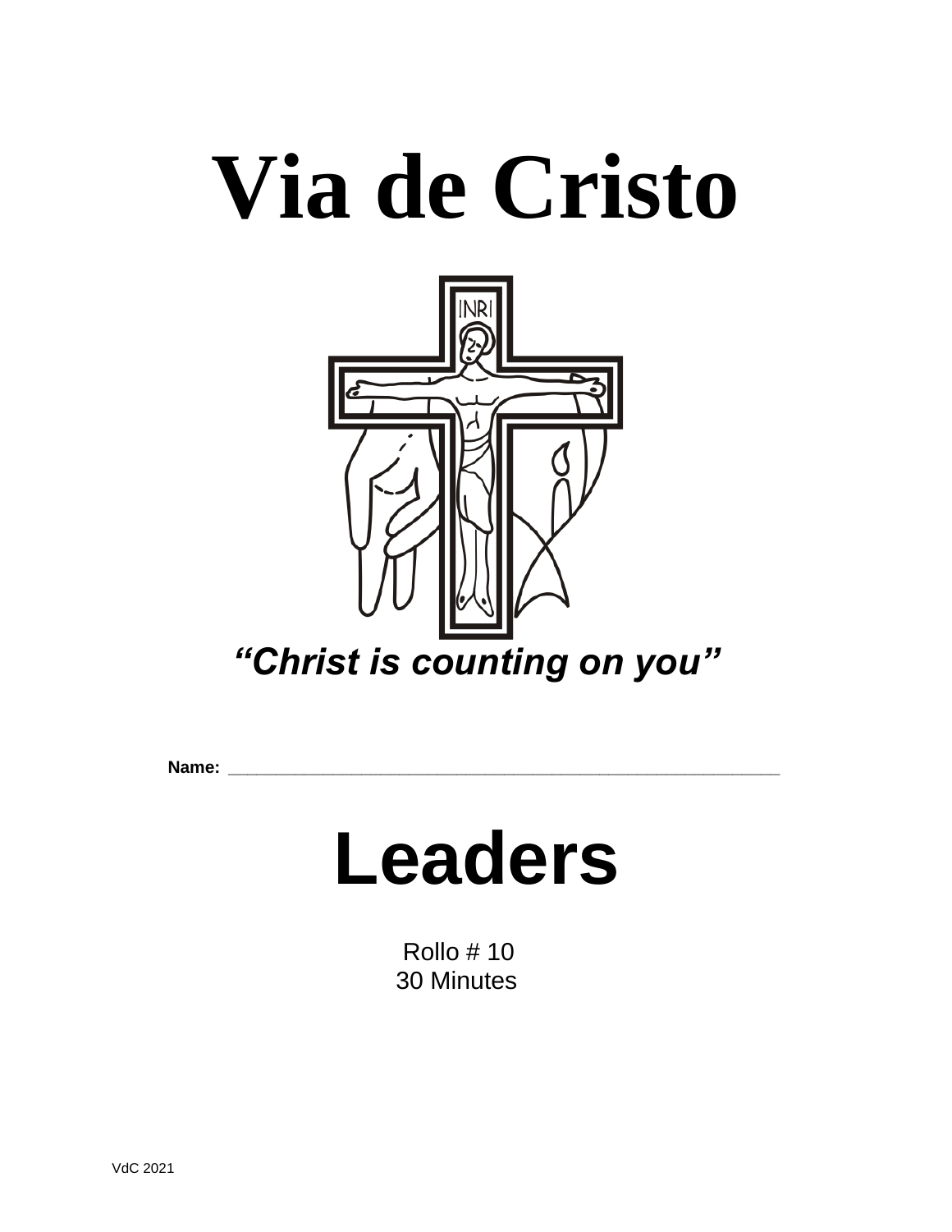# Via de Cristo

*"Christ is counting on you"*

**Name:** ______________________________________________________

# Leaders

Rollo # 10
30 Minutes

VdC 2021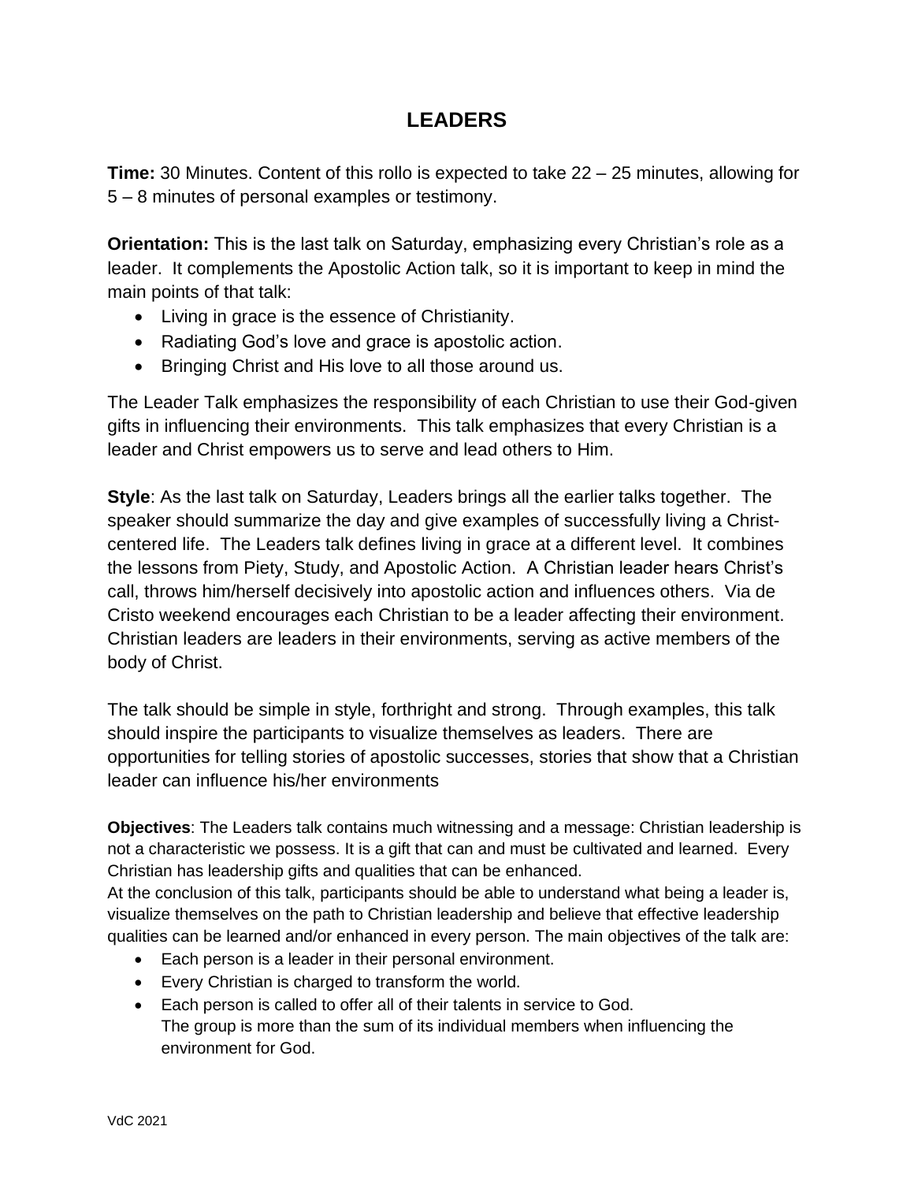# LEADERS

**Time:** 30 Minutes. Content of this rollo is expected to take 22 – 25 minutes, allowing for 5 – 8 minutes of personal examples or testimony.

**Orientation:** This is the last talk on Saturday, emphasizing every Christian's role as a leader. It complements the Apostolic Action talk, so it is important to keep in mind the main points of that talk:

- Living in grace is the essence of Christianity.
- Radiating God's love and grace is apostolic action.
- Bringing Christ and His love to all those around us.

The Leader Talk emphasizes the responsibility of each Christian to use their God-given gifts in influencing their environments. This talk emphasizes that every Christian is a leader and Christ empowers us to serve and lead others to Him.

**Style**: As the last talk on Saturday, Leaders brings all the earlier talks together. The speaker should summarize the day and give examples of successfully living a Christ-centered life. The Leaders talk defines living in grace at a different level. It combines the lessons from Piety, Study, and Apostolic Action. A Christian leader hears Christ's call, throws him/herself decisively into apostolic action and influences others. Via de Cristo weekend encourages each Christian to be a leader affecting their environment. Christian leaders are leaders in their environments, serving as active members of the body of Christ.

The talk should be simple in style, forthright and strong. Through examples, this talk should inspire the participants to visualize themselves as leaders. There are opportunities for telling stories of apostolic successes, stories that show that a Christian leader can influence his/her environments

**Objectives**: The Leaders talk contains much witnessing and a message: Christian leadership is not a characteristic we possess. It is a gift that can and must be cultivated and learned. Every Christian has leadership gifts and qualities that can be enhanced.
At the conclusion of this talk, participants should be able to understand what being a leader is, visualize themselves on the path to Christian leadership and believe that effective leadership qualities can be learned and/or enhanced in every person. The main objectives of the talk are:

- Each person is a leader in their personal environment.
- Every Christian is charged to transform the world.
- Each person is called to offer all of their talents in service to God.
  The group is more than the sum of its individual members when influencing the environment for God.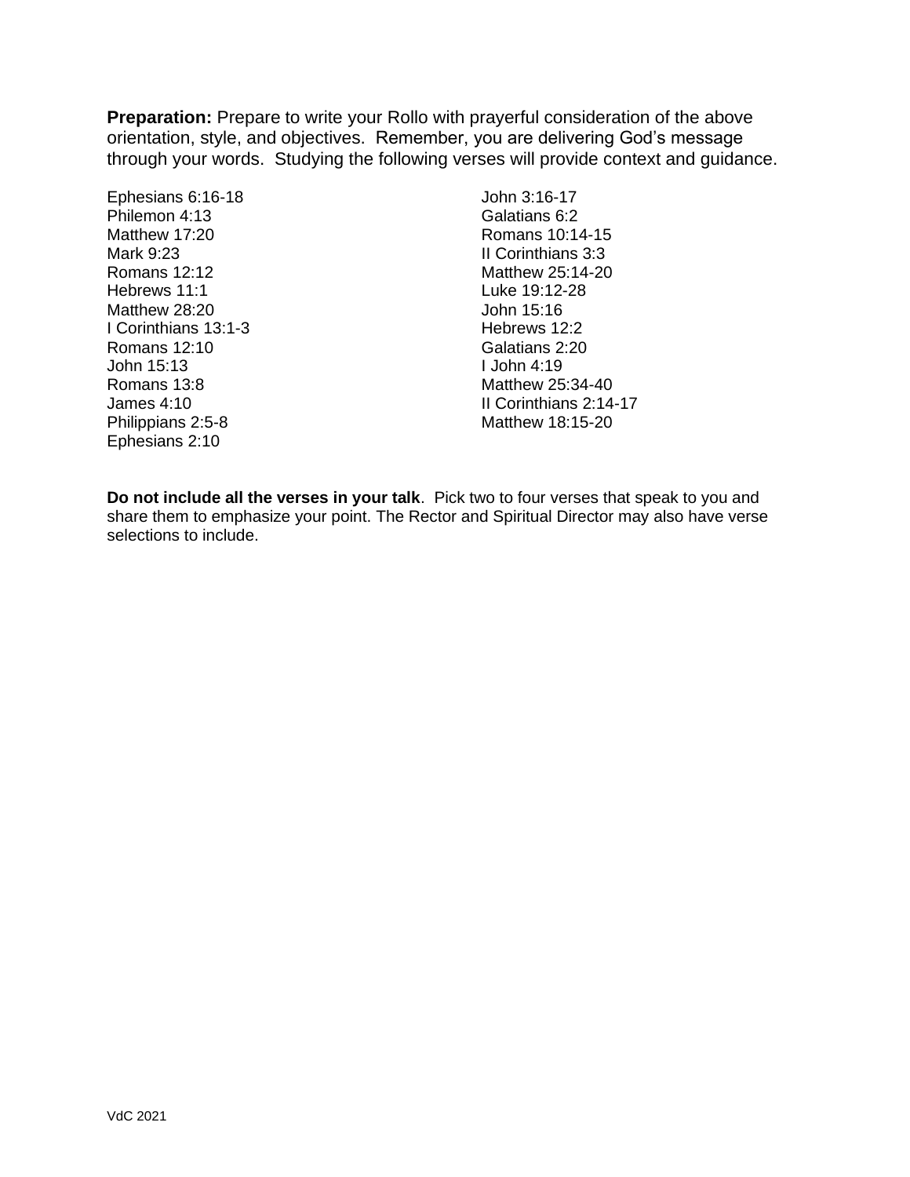**Preparation:** Prepare to write your Rollo with prayerful consideration of the above orientation, style, and objectives. Remember, you are delivering God's message through your words. Studying the following verses will provide context and guidance.

Ephesians 6:16-18
Philemon 4:13
Matthew 17:20
Mark 9:23
Romans 12:12
Hebrews 11:1
Matthew 28:20
I Corinthians 13:1-3
Romans 12:10
John 15:13
Romans 13:8
James 4:10
Philippians 2:5-8
Ephesians 2:10

John 3:16-17
Galatians 6:2
Romans 10:14-15
II Corinthians 3:3
Matthew 25:14-20
Luke 19:12-28
John 15:16
Hebrews 12:2
Galatians 2:20
I John 4:19
Matthew 25:34-40
II Corinthians 2:14-17
Matthew 18:15-20

**Do not include all the verses in your talk**. Pick two to four verses that speak to you and share them to emphasize your point. The Rector and Spiritual Director may also have verse selections to include.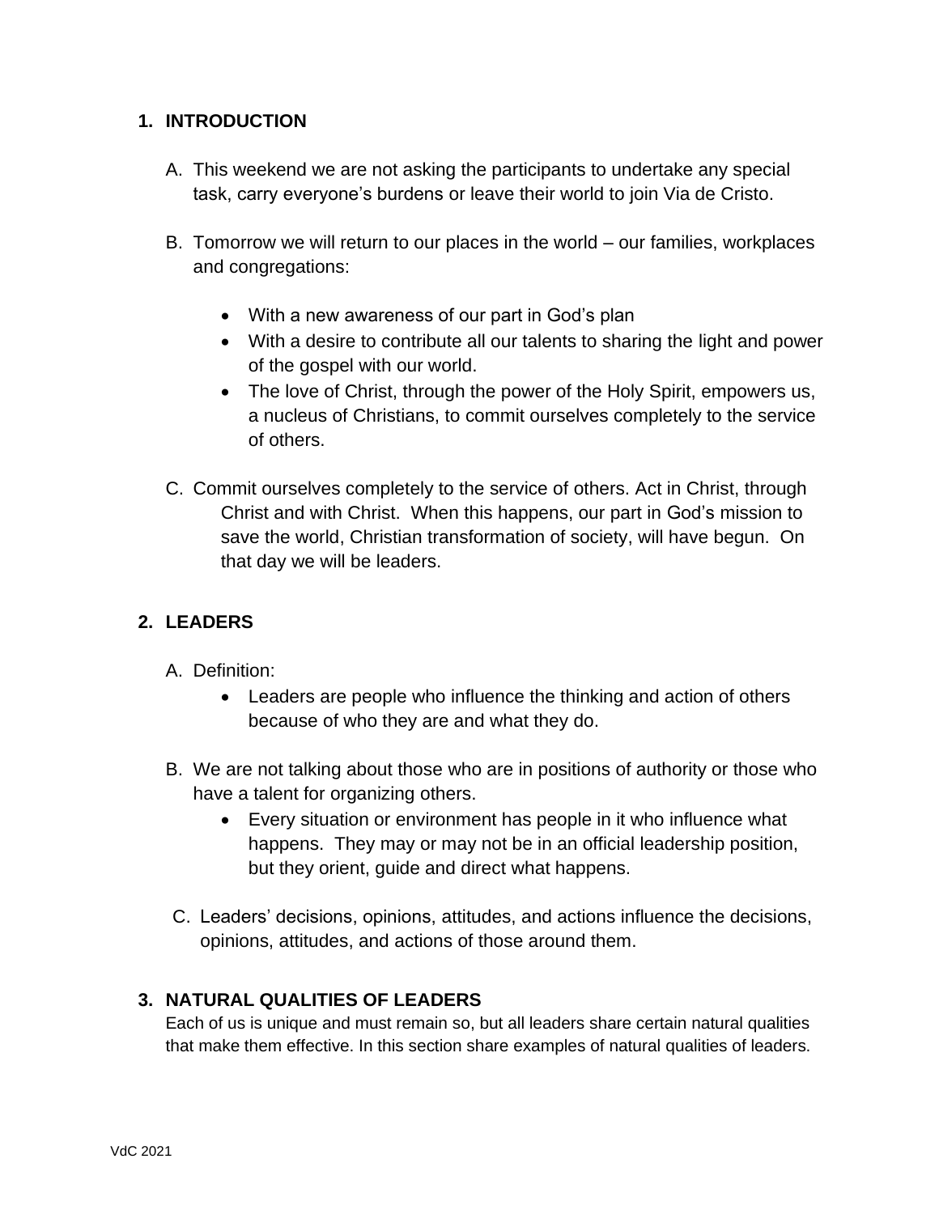## 1. INTRODUCTION

A. This weekend we are not asking the participants to undertake any special task, carry everyone's burdens or leave their world to join Via de Cristo.

B. Tomorrow we will return to our places in the world – our families, workplaces and congregations:

- With a new awareness of our part in God's plan
- With a desire to contribute all our talents to sharing the light and power of the gospel with our world.
- The love of Christ, through the power of the Holy Spirit, empowers us, a nucleus of Christians, to commit ourselves completely to the service of others.

C. Commit ourselves completely to the service of others. Act in Christ, through Christ and with Christ. When this happens, our part in God's mission to save the world, Christian transformation of society, will have begun. On that day we will be leaders.

## 2. LEADERS

A. Definition:

- Leaders are people who influence the thinking and action of others because of who they are and what they do.

B. We are not talking about those who are in positions of authority or those who have a talent for organizing others.

- Every situation or environment has people in it who influence what happens. They may or may not be in an official leadership position, but they orient, guide and direct what happens.

C. Leaders' decisions, opinions, attitudes, and actions influence the decisions, opinions, attitudes, and actions of those around them.

## 3. NATURAL QUALITIES OF LEADERS

Each of us is unique and must remain so, but all leaders share certain natural qualities that make them effective. In this section share examples of natural qualities of leaders.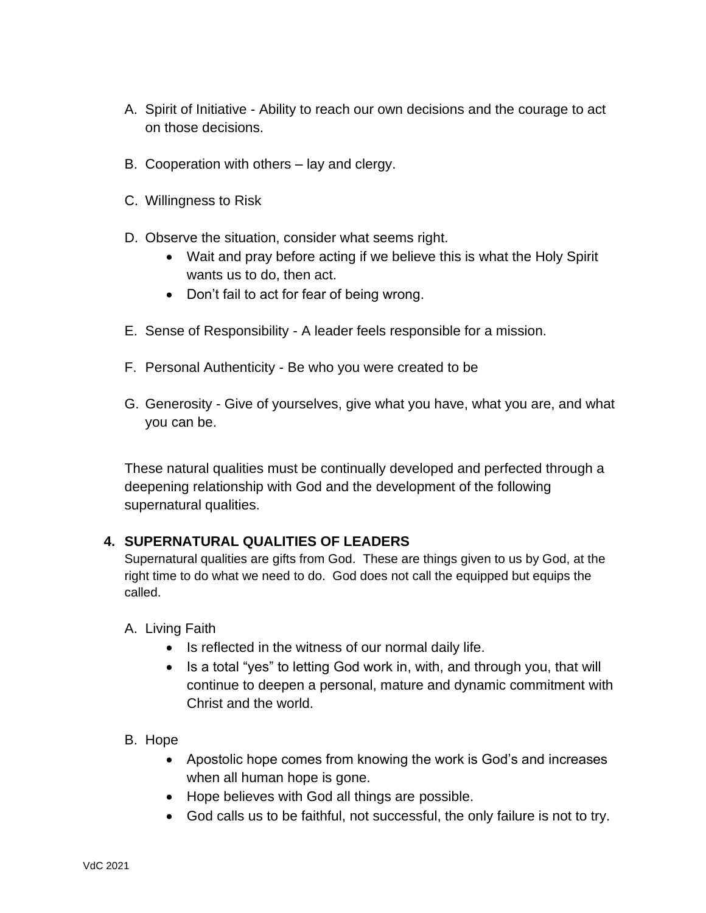A. Spirit of Initiative - Ability to reach our own decisions and the courage to act on those decisions.

B. Cooperation with others – lay and clergy.

C. Willingness to Risk

D. Observe the situation, consider what seems right.
   - Wait and pray before acting if we believe this is what the Holy Spirit wants us to do, then act.
   - Don't fail to act for fear of being wrong.

E. Sense of Responsibility - A leader feels responsible for a mission.

F. Personal Authenticity - Be who you were created to be

G. Generosity - Give of yourselves, give what you have, what you are, and what you can be.

These natural qualities must be continually developed and perfected through a deepening relationship with God and the development of the following supernatural qualities.

## 4. SUPERNATURAL QUALITIES OF LEADERS

Supernatural qualities are gifts from God. These are things given to us by God, at the right time to do what we need to do. God does not call the equipped but equips the called.

A. Living Faith
   - Is reflected in the witness of our normal daily life.
   - Is a total "yes" to letting God work in, with, and through you, that will continue to deepen a personal, mature and dynamic commitment with Christ and the world.

B. Hope
   - Apostolic hope comes from knowing the work is God's and increases when all human hope is gone.
   - Hope believes with God all things are possible.
   - God calls us to be faithful, not successful, the only failure is not to try.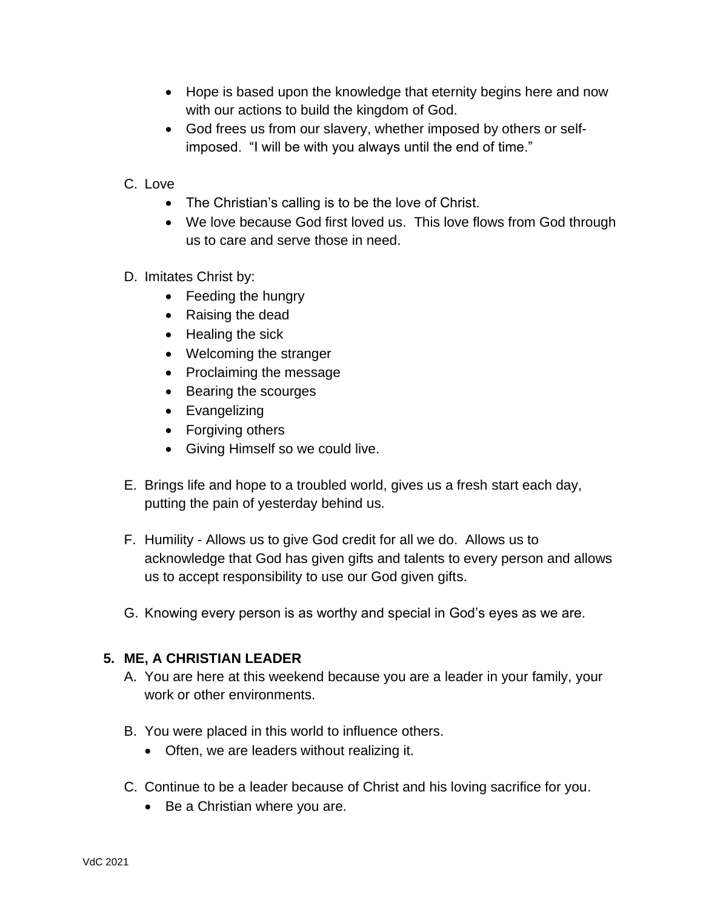- Hope is based upon the knowledge that eternity begins here and now with our actions to build the kingdom of God.
- God frees us from our slavery, whether imposed by others or self-imposed. "I will be with you always until the end of time."

C. Love

- The Christian's calling is to be the love of Christ.
- We love because God first loved us. This love flows from God through us to care and serve those in need.

D. Imitates Christ by:

- Feeding the hungry
- Raising the dead
- Healing the sick
- Welcoming the stranger
- Proclaiming the message
- Bearing the scourges
- Evangelizing
- Forgiving others
- Giving Himself so we could live.

E. Brings life and hope to a troubled world, gives us a fresh start each day, putting the pain of yesterday behind us.

F. Humility - Allows us to give God credit for all we do. Allows us to acknowledge that God has given gifts and talents to every person and allows us to accept responsibility to use our God given gifts.

G. Knowing every person is as worthy and special in God's eyes as we are.

**5. ME, A CHRISTIAN LEADER**

A. You are here at this weekend because you are a leader in your family, your work or other environments.

B. You were placed in this world to influence others.

- Often, we are leaders without realizing it.

C. Continue to be a leader because of Christ and his loving sacrifice for you.

- Be a Christian where you are.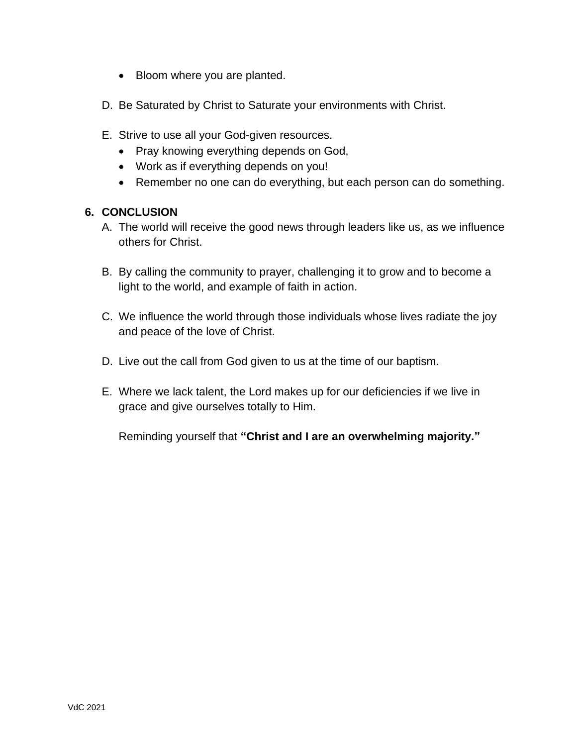- Bloom where you are planted.

D. Be Saturated by Christ to Saturate your environments with Christ.

E. Strive to use all your God-given resources.
   - Pray knowing everything depends on God,
   - Work as if everything depends on you!
   - Remember no one can do everything, but each person can do something.

**6. CONCLUSION**

A. The world will receive the good news through leaders like us, as we influence others for Christ.

B. By calling the community to prayer, challenging it to grow and to become a light to the world, and example of faith in action.

C. We influence the world through those individuals whose lives radiate the joy and peace of the love of Christ.

D. Live out the call from God given to us at the time of our baptism.

E. Where we lack talent, the Lord makes up for our deficiencies if we live in grace and give ourselves totally to Him.

Reminding yourself that **"Christ and I are an overwhelming majority."**

VdC 2021